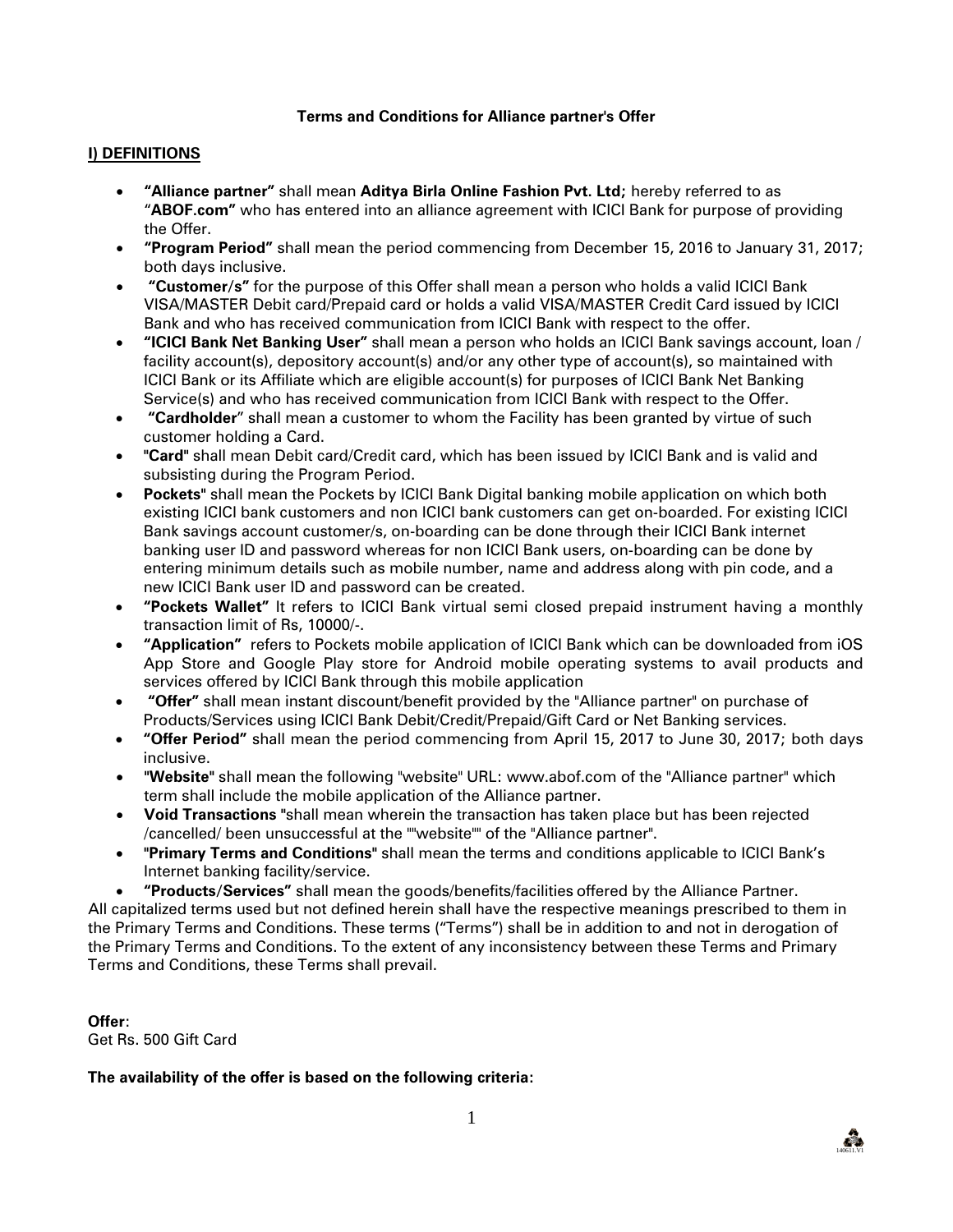**Terms and Conditions for Alliance partner's Offer**

## I) DEFINITIONS

- **"Alliance partner"** shall mean **Aditya Birla Online Fashion Pvt. Ltd;** hereby referred to as "**ABOF.com"** who has entered into an alliance agreement with ICICI Bank for purpose of providing the Offer.
- **"Program Period"** shall mean the period commencing from December 15, 2016 to January 31, 2017; both days inclusive.
- **"Customer/s"** for the purpose of this Offer shall mean a person who holds a valid ICICI Bank VISA/MASTER Debit card/Prepaid card or holds a valid VISA/MASTER Credit Card issued by ICICI Bank and who has received communication from ICICI Bank with respect to the offer.
- **"ICICI Bank Net Banking User"** shall mean a person who holds an ICICI Bank savings account, loan / facility account(s), depository account(s) and/or any other type of account(s), so maintained with ICICI Bank or its Affiliate which are eligible account(s) for purposes of ICICI Bank Net Banking Service(s) and who has received communication from ICICI Bank with respect to the Offer.
- **"Cardholder"** shall mean a customer to whom the Facility has been granted by virtue of such customer holding a Card.
- **"Card"** shall mean Debit card/Credit card, which has been issued by ICICI Bank and is valid and subsisting during the Program Period.
- **Pockets"** shall mean the Pockets by ICICI Bank Digital banking mobile application on which both existing ICICI bank customers and non ICICI bank customers can get on-boarded. For existing ICICI Bank savings account customer/s, on-boarding can be done through their ICICI Bank internet banking user ID and password whereas for non ICICI Bank users, on-boarding can be done by entering minimum details such as mobile number, name and address along with pin code, and a new ICICI Bank user ID and password can be created.
- **"Pockets Wallet"** It refers to ICICI Bank virtual semi closed prepaid instrument having a monthly transaction limit of Rs, 10000/-.
- **"Application"** refers to Pockets mobile application of ICICI Bank which can be downloaded from iOS App Store and Google Play store for Android mobile operating systems to avail products and services offered by ICICI Bank through this mobile application
- **"Offer"** shall mean instant discount/benefit provided by the "Alliance partner" on purchase of Products/Services using ICICI Bank Debit/Credit/Prepaid/Gift Card or Net Banking services.
- **"Offer Period"** shall mean the period commencing from April 15, 2017 to June 30, 2017; both days inclusive.
- **"Website"** shall mean the following "website" URL: www.abof.com of the "Alliance partner" which term shall include the mobile application of the Alliance partner.
- **Void Transactions "**shall mean wherein the transaction has taken place but has been rejected /cancelled/ been unsuccessful at the ""website"" of the "Alliance partner".
- **"Primary Terms and Conditions"** shall mean the terms and conditions applicable to ICICI Bank's Internet banking facility/service.
- **"Products/Services"** shall mean the goods/benefits/facilities offered by the Alliance Partner.

All capitalized terms used but not defined herein shall have the respective meanings prescribed to them in the Primary Terms and Conditions. These terms ("Terms") shall be in addition to and not in derogation of the Primary Terms and Conditions. To the extent of any inconsistency between these Terms and Primary Terms and Conditions, these Terms shall prevail.

**Offer**:
Get Rs. 500 Gift Card

**The availability of the offer is based on the following criteria:**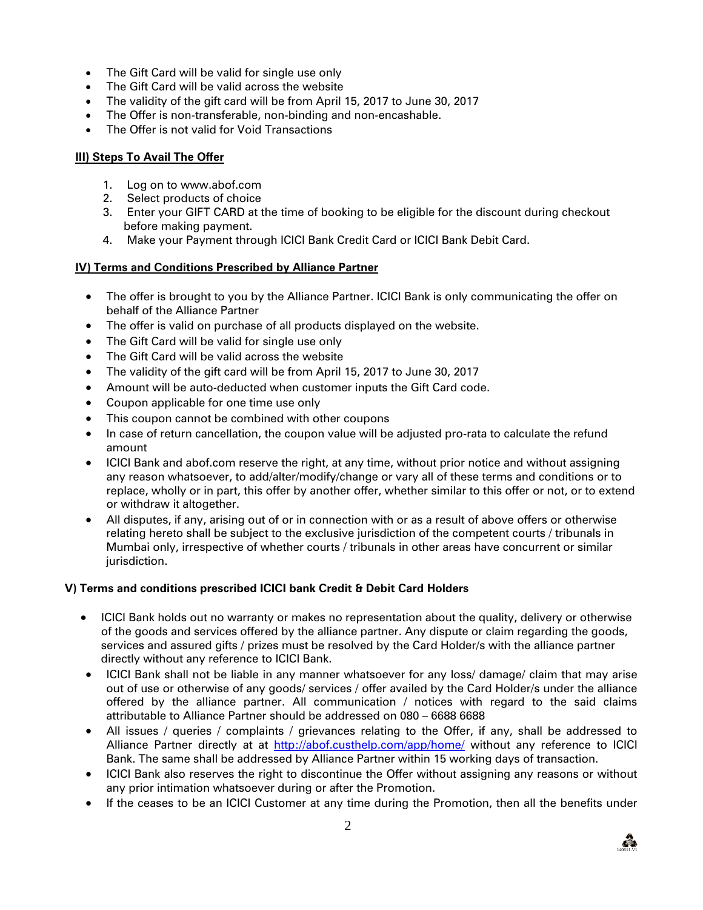- The Gift Card will be valid for single use only
- The Gift Card will be valid across the website
- The validity of the gift card will be from April 15, 2017 to June 30, 2017
- The Offer is non-transferable, non-binding and non-encashable.
- The Offer is not valid for Void Transactions

**III) Steps To Avail The Offer**

1. Log on to www.abof.com
2. Select products of choice
3. Enter your GIFT CARD at the time of booking to be eligible for the discount during checkout before making payment.
4. Make your Payment through ICICI Bank Credit Card or ICICI Bank Debit Card.

**IV) Terms and Conditions Prescribed by Alliance Partner**

- The offer is brought to you by the Alliance Partner. ICICI Bank is only communicating the offer on behalf of the Alliance Partner
- The offer is valid on purchase of all products displayed on the website.
- The Gift Card will be valid for single use only
- The Gift Card will be valid across the website
- The validity of the gift card will be from April 15, 2017 to June 30, 2017
- Amount will be auto-deducted when customer inputs the Gift Card code.
- Coupon applicable for one time use only
- This coupon cannot be combined with other coupons
- In case of return cancellation, the coupon value will be adjusted pro-rata to calculate the refund amount
- ICICI Bank and abof.com reserve the right, at any time, without prior notice and without assigning any reason whatsoever, to add/alter/modify/change or vary all of these terms and conditions or to replace, wholly or in part, this offer by another offer, whether similar to this offer or not, or to extend or withdraw it altogether.
- All disputes, if any, arising out of or in connection with or as a result of above offers or otherwise relating hereto shall be subject to the exclusive jurisdiction of the competent courts / tribunals in Mumbai only, irrespective of whether courts / tribunals in other areas have concurrent or similar jurisdiction.

**V) Terms and conditions prescribed ICICI bank Credit & Debit Card Holders**

- ICICI Bank holds out no warranty or makes no representation about the quality, delivery or otherwise of the goods and services offered by the alliance partner. Any dispute or claim regarding the goods, services and assured gifts / prizes must be resolved by the Card Holder/s with the alliance partner directly without any reference to ICICI Bank.
- ICICI Bank shall not be liable in any manner whatsoever for any loss/ damage/ claim that may arise out of use or otherwise of any goods/ services / offer availed by the Card Holder/s under the alliance offered by the alliance partner. All communication / notices with regard to the said claims attributable to Alliance Partner should be addressed on 080 – 6688 6688
- All issues / queries / complaints / grievances relating to the Offer, if any, shall be addressed to Alliance Partner directly at at http://abof.custhelp.com/app/home/ without any reference to ICICI Bank. The same shall be addressed by Alliance Partner within 15 working days of transaction.
- ICICI Bank also reserves the right to discontinue the Offer without assigning any reasons or without any prior intimation whatsoever during or after the Promotion.
- If the ceases to be an ICICI Customer at any time during the Promotion, then all the benefits under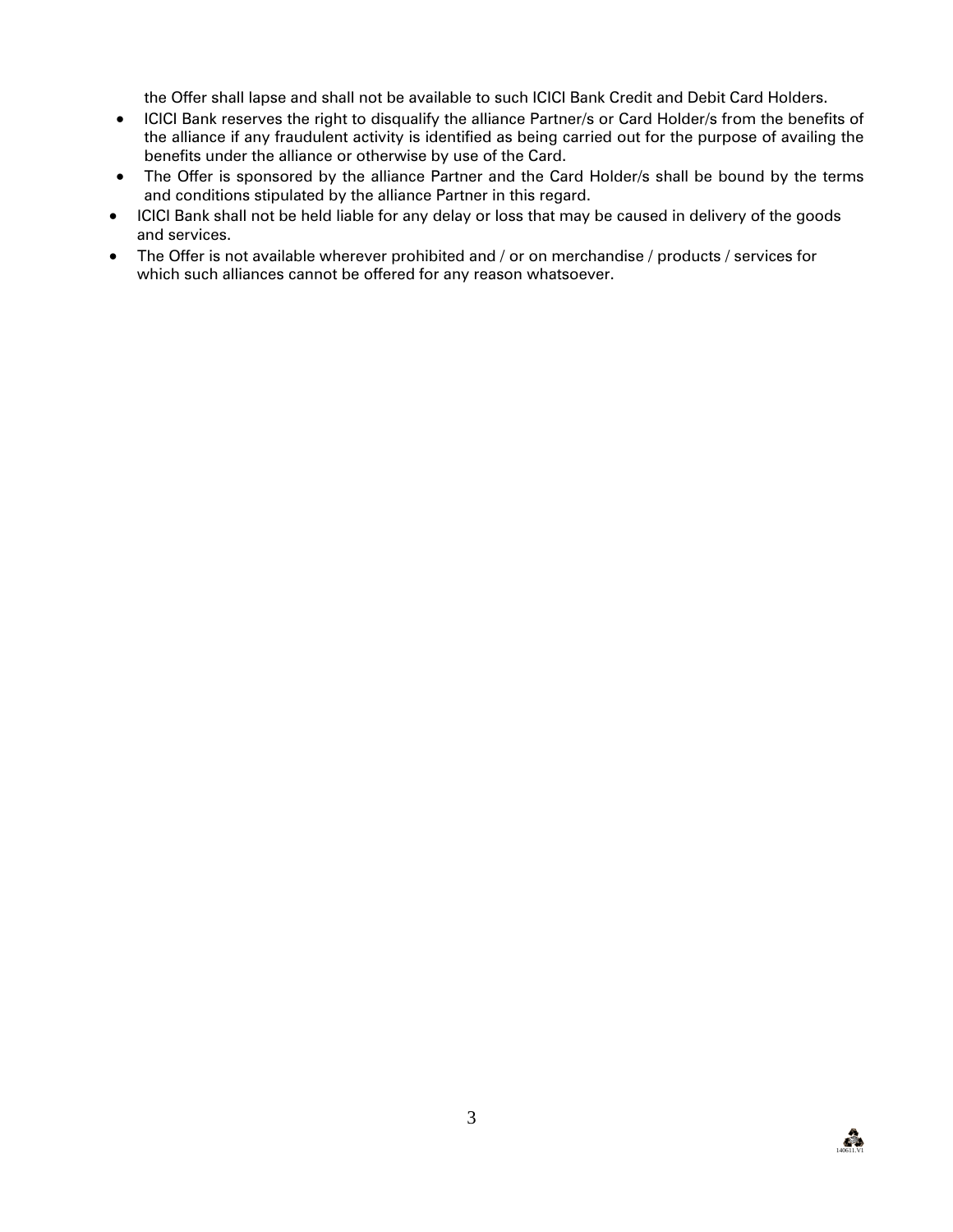the Offer shall lapse and shall not be available to such ICICI Bank Credit and Debit Card Holders.

- ICICI Bank reserves the right to disqualify the alliance Partner/s or Card Holder/s from the benefits of the alliance if any fraudulent activity is identified as being carried out for the purpose of availing the benefits under the alliance or otherwise by use of the Card.
- The Offer is sponsored by the alliance Partner and the Card Holder/s shall be bound by the terms and conditions stipulated by the alliance Partner in this regard.
- ICICI Bank shall not be held liable for any delay or loss that may be caused in delivery of the goods and services.
- The Offer is not available wherever prohibited and / or on merchandise / products / services for which such alliances cannot be offered for any reason whatsoever.